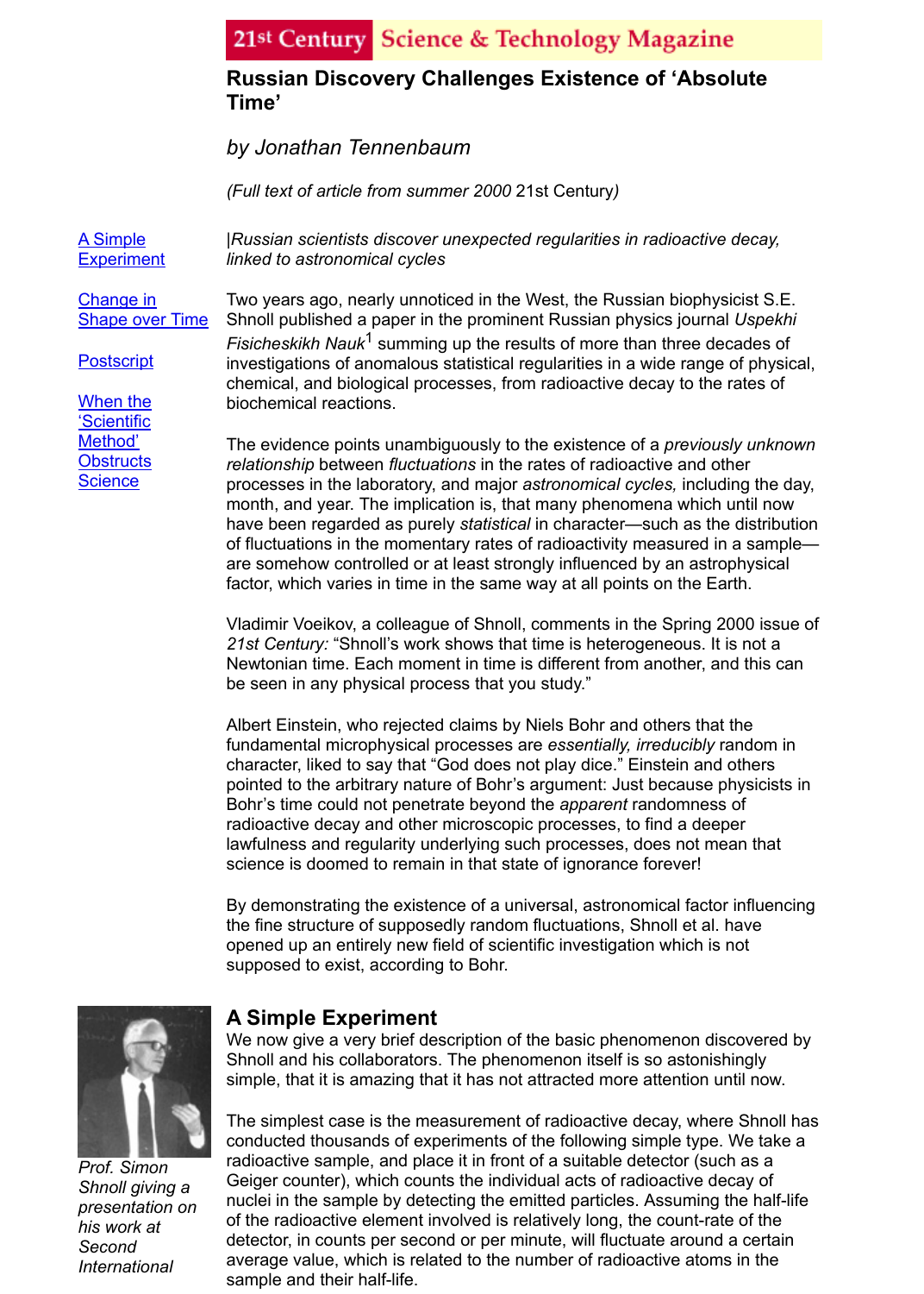21st Century Science & Technology Magazine

# Russian Discovery Challenges Existence of 'Absolute Time'

*by Jonathan Tennenbaum*

*(Full text of article from summer 2000* 21st Century*)*

[A Simple Experiment](#)

[Change in Shape over Time](#)

[Postscript](#)

[When the 'Scientific Method' Obstructs Science](#)

|*Russian scientists discover unexpected regularities in radioactive decay, linked to astronomical cycles*

Two years ago, nearly unnoticed in the West, the Russian biophysicist S.E. Shnoll published a paper in the prominent Russian physics journal *Uspekhi Fisicheskikh Nauk*[1] summing up the results of more than three decades of investigations of anomalous statistical regularities in a wide range of physical, chemical, and biological processes, from radioactive decay to the rates of biochemical reactions.

The evidence points unambiguously to the existence of a *previously unknown relationship* between *fluctuations* in the rates of radioactive decay and other processes in the laboratory, and major *astronomical cycles,* including the day, month, and year. The implication is, that many phenomena which until now have been regarded as purely *statistical* in character—such as the distribution of fluctuations in the momentary rates of radioactivity measured in a sample—are somehow controlled or at least strongly influenced by an astrophysical factor, which varies in time in the same way at all points on the Earth.

Vladimir Voeikov, a colleague of Shnoll, comments in the Spring 2000 issue of *21st Century:* "Shnoll's work shows that time is heterogeneous. It is not a Newtonian time. Each moment in time is different from another, and this can be seen in any physical process that you study."

Albert Einstein, who rejected claims by Niels Bohr and others that the fundamental microphysical processes are *essentially, irreducibly* random in character, liked to say that "God does not play dice." Einstein and others pointed to the arbitrary nature of Bohr's argument: Just because physicists in Bohr's time could not penetrate beyond the *apparent* randomness of radioactive decay and other microscopic processes, to find a deeper lawfulness and regularity underlying such processes, does not mean that science is doomed to remain in that state of ignorance forever!

By demonstrating the existence of a universal, astronomical factor influencing the fine structure of supposedly random fluctuations, Shnoll et al. have opened up an entirely new field of scientific investigation which is not supposed to exist, according to Bohr.

## A Simple Experiment

We now give a very brief description of the basic phenomenon discovered by Shnoll and his collaborators. The phenomenon itself is so astonishingly simple, that it is amazing that it has not attracted more attention until now.

*Prof. Simon Shnoll giving a presentation on his work at Second International*

The simplest case is the measurement of radioactive decay, where Shnoll has conducted thousands of experiments of the following simple type. We take a radioactive sample, and place it in front of a suitable detector (such as a Geiger counter), which counts the individual acts of radioactive decay of nuclei in the sample by detecting the emitted particles. Assuming the half-life of the radioactive element involved is relatively long, the count-rate of the detector, in counts per second or per minute, will fluctuate around a certain average value, which is related to the number of radioactive atoms in the sample and their half-life.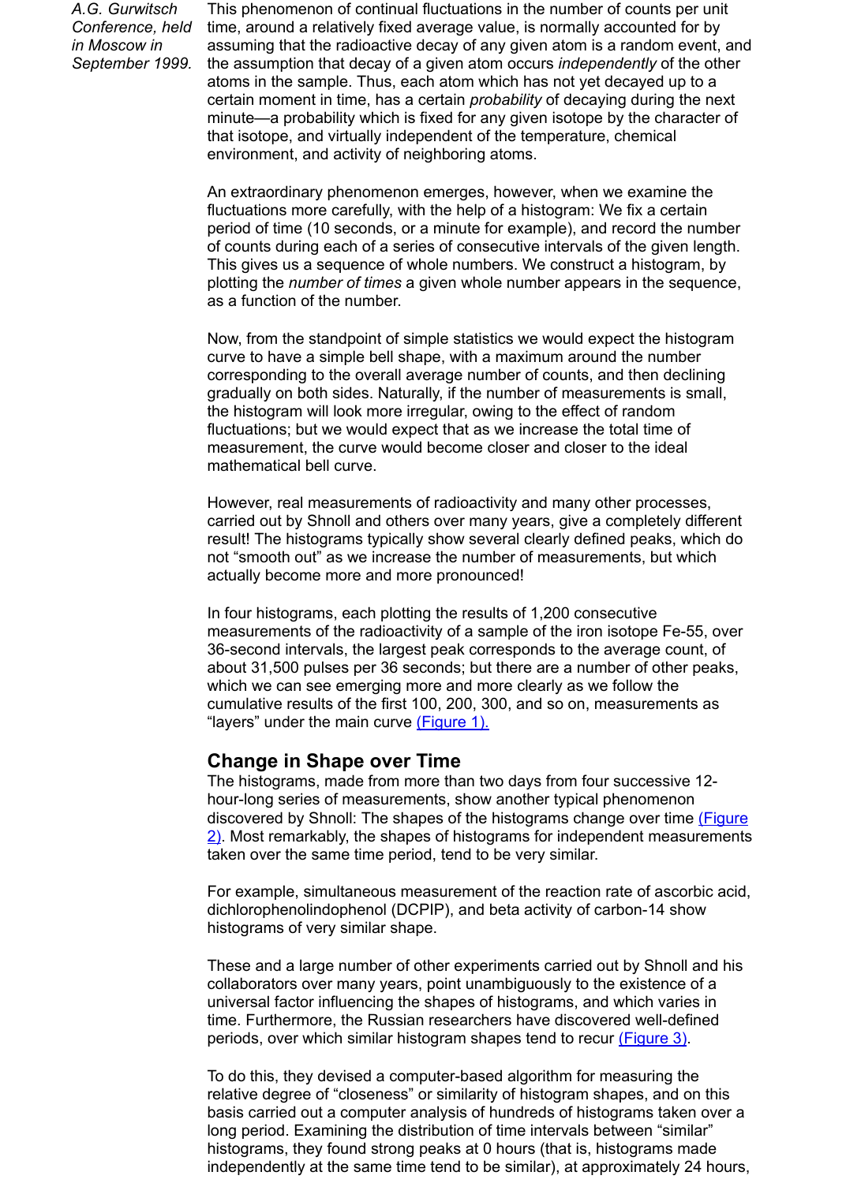*A.G. Gurwitsch Conference, held in Moscow in September 1999.*

This phenomenon of continual fluctuations in the number of counts per unit time, around a relatively fixed average value, is normally accounted for by assuming that the radioactive decay of any given atom is a random event, and the assumption that decay of a given atom occurs *independently* of the other atoms in the sample. Thus, each atom which has not yet decayed up to a certain moment in time, has a certain *probability* of decaying during the next minute—a probability which is fixed for any given isotope by the character of that isotope, and virtually independent of the temperature, chemical environment, and activity of neighboring atoms.

An extraordinary phenomenon emerges, however, when we examine the fluctuations more carefully, with the help of a histogram: We fix a certain period of time (10 seconds, or a minute for example), and record the number of counts during each of a series of consecutive intervals of the given length. This gives us a sequence of whole numbers. We construct a histogram, by plotting the *number of times* a given whole number appears in the sequence, as a function of the number.

Now, from the standpoint of simple statistics we would expect the histogram curve to have a simple bell shape, with a maximum around the number corresponding to the overall average number of counts, and then declining gradually on both sides. Naturally, if the number of measurements is small, the histogram will look more irregular, owing to the effect of random fluctuations; but we would expect that as we increase the total time of measurement, the curve would become closer and closer to the ideal mathematical bell curve.

However, real measurements of radioactivity and many other processes, carried out by Shnoll and others over many years, give a completely different result! The histograms typically show several clearly defined peaks, which do not “smooth out” as we increase the number of measurements, but which actually become more and more pronounced!

In four histograms, each plotting the results of 1,200 consecutive measurements of the radioactivity of a sample of the iron isotope Fe-55, over 36-second intervals, the largest peak corresponds to the average count, of about 31,500 pulses per 36 seconds; but there are a number of other peaks, which we can see emerging more and more clearly as we follow the cumulative results of the first 100, 200, 300, and so on, measurements as “layers” under the main curve (Figure 1).

## Change in Shape over Time

The histograms, made from more than two days from four successive 12-hour-long series of measurements, show another typical phenomenon discovered by Shnoll: The shapes of the histograms change over time (Figure 2). Most remarkably, the shapes of histograms for independent measurements taken over the same time period, tend to be very similar.

For example, simultaneous measurement of the reaction rate of ascorbic acid, dichlorophenolindophenol (DCPIP), and beta activity of carbon-14 show histograms of very similar shape.

These and a large number of other experiments carried out by Shnoll and his collaborators over many years, point unambiguously to the existence of a universal factor influencing the shapes of histograms, and which varies in time. Furthermore, the Russian researchers have discovered well-defined periods, over which similar histogram shapes tend to recur (Figure 3).

To do this, they devised a computer-based algorithm for measuring the relative degree of “closeness” or similarity of histogram shapes, and on this basis carried out a computer analysis of hundreds of histograms taken over a long period. Examining the distribution of time intervals between “similar” histograms, they found strong peaks at 0 hours (that is, histograms made independently at the same time tend to be similar), at approximately 24 hours,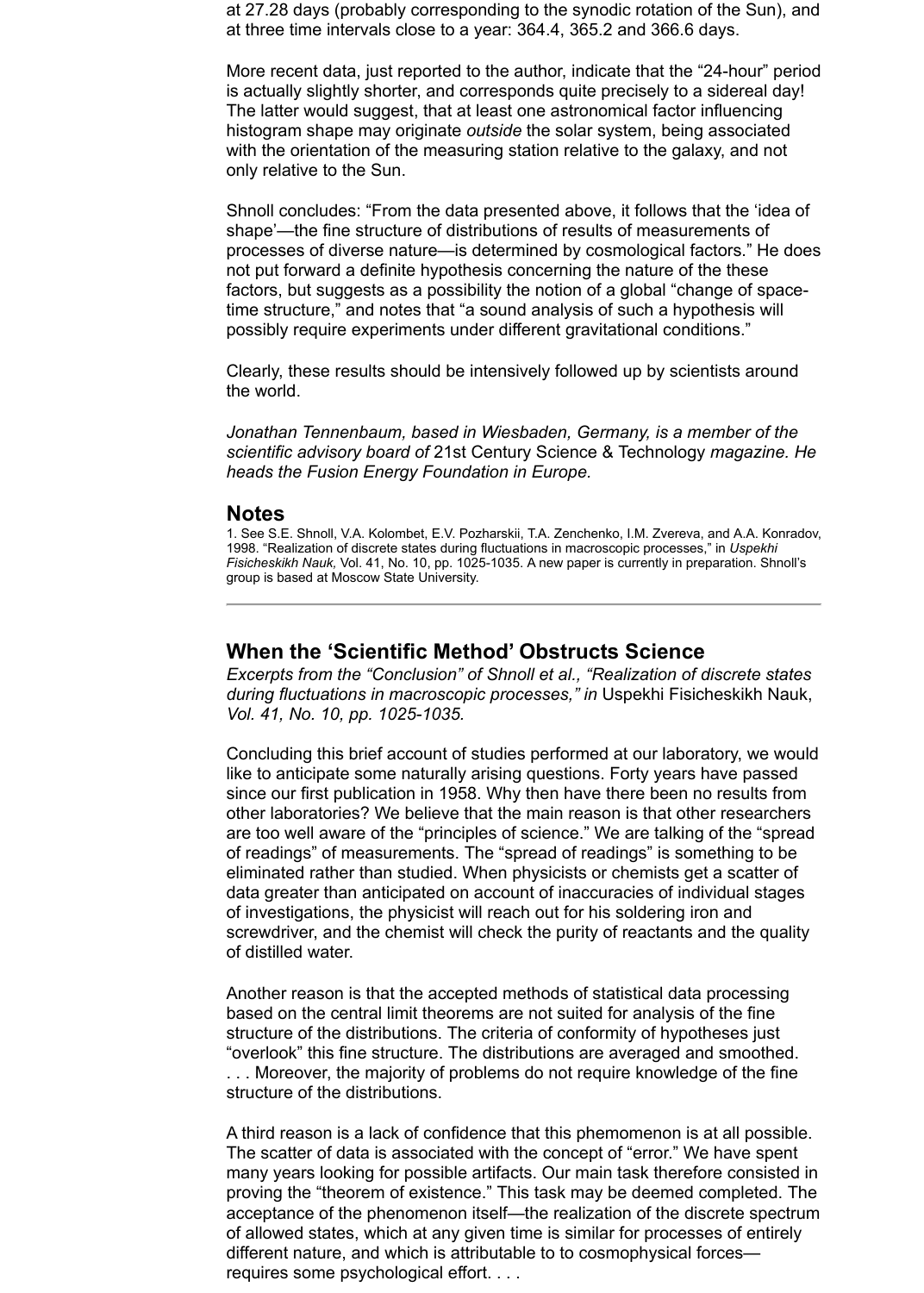at 27.28 days (probably corresponding to the synodic rotation of the Sun), and at three time intervals close to a year: 364.4, 365.2 and 366.6 days.

More recent data, just reported to the author, indicate that the “24-hour” period is actually slightly shorter, and corresponds quite precisely to a sidereal day! The latter would suggest, that at least one astronomical factor influencing histogram shape may originate *outside* the solar system, being associated with the orientation of the measuring station relative to the galaxy, and not only relative to the Sun.

Shnoll concludes: “From the data presented above, it follows that the ‘idea of shape’—the fine structure of distributions of results of measurements of processes of diverse nature—is determined by cosmological factors.” He does not put forward a definite hypothesis concerning the nature of the these factors, but suggests as a possibility the notion of a global “change of space-time structure,” and notes that “a sound analysis of such a hypothesis will possibly require experiments under different gravitational conditions.”

Clearly, these results should be intensively followed up by scientists around the world.

*Jonathan Tennenbaum, based in Wiesbaden, Germany, is a member of the scientific advisory board of* 21st Century Science & Technology *magazine. He heads the Fusion Energy Foundation in Europe.*

## Notes

1. See S.E. Shnoll, V.A. Kolombet, E.V. Pozharskii, T.A. Zenchenko, I.M. Zvereva, and A.A. Konradov, 1998. “Realization of discrete states during fluctuations in macroscopic processes,” in *Uspekhi Fisicheskikh Nauk,* Vol. 41, No. 10, pp. 1025-1035. A new paper is currently in preparation. Shnoll’s group is based at Moscow State University.

---

## When the ‘Scientific Method’ Obstructs Science

*Excerpts from the “Conclusion” of Shnoll et al., “Realization of discrete states during fluctuations in macroscopic processes,” in* Uspekhi Fisicheskikh Nauk, *Vol. 41, No. 10, pp. 1025-1035.*

Concluding this brief account of studies performed at our laboratory, we would like to anticipate some naturally arising questions. Forty years have passed since our first publication in 1958. Why then have there been no results from other laboratories? We believe that the main reason is that other researchers are too well aware of the “principles of science.” We are talking of the “spread of readings” of measurements. The “spread of readings” is something to be eliminated rather than studied. When physicists or chemists get a scatter of data greater than anticipated on account of inaccuracies of individual stages of investigations, the physicist will reach out for his soldering iron and screwdriver, and the chemist will check the purity of reactants and the quality of distilled water.

Another reason is that the accepted methods of statistical data processing based on the central limit theorems are not suited for analysis of the fine structure of the distributions. The criteria of conformity of hypotheses just “overlook” this fine structure. The distributions are averaged and smoothed. . . . Moreover, the majority of problems do not require knowledge of the fine structure of the distributions.

A third reason is a lack of confidence that this phemomenon is at all possible. The scatter of data is associated with the concept of “error.” We have spent many years looking for possible artifacts. Our main task therefore consisted in proving the “theorem of existence.” This task may be deemed completed. The acceptance of the phenomenon itself—the realization of the discrete spectrum of allowed states, which at any given time is similar for processes of entirely different nature, and which is attributable to to cosmophysical forces—requires some psychological effort. . . .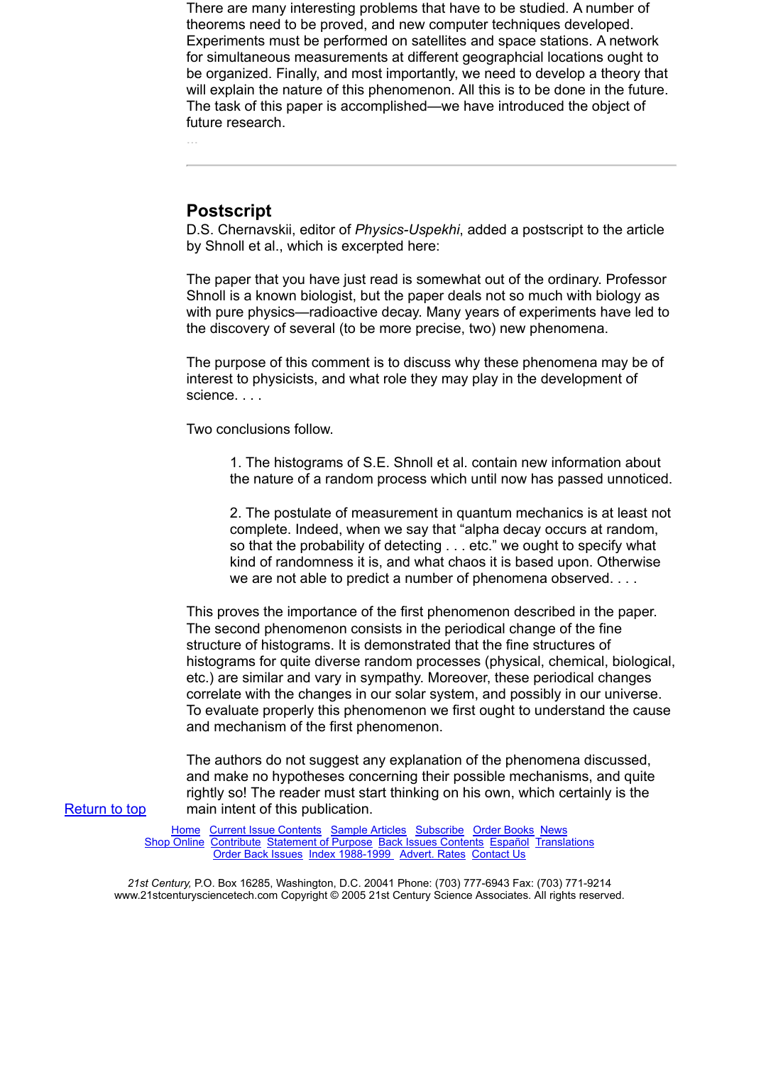There are many interesting problems that have to be studied. A number of theorems need to be proved, and new computer techniques developed. Experiments must be performed on satellites and space stations. A network for simultaneous measurements at different geographcial locations ought to be organized. Finally, and most importantly, we need to develop a theory that will explain the nature of this phenomenon. All this is to be done in the future. The task of this paper is accomplished—we have introduced the object of future research.

...

---

## Postscript

D.S. Chernavskii, editor of *Physics-Uspekhi*, added a postscript to the article by Shnoll et al., which is excerpted here:

The paper that you have just read is somewhat out of the ordinary. Professor Shnoll is a known biologist, but the paper deals not so much with biology as with pure physics—radioactive decay. Many years of experiments have led to the discovery of several (to be more precise, two) new phenomena.

The purpose of this comment is to discuss why these phenomena may be of interest to physicists, and what role they may play in the development of science. . . .

Two conclusions follow.

> 1. The histograms of S.E. Shnoll et al. contain new information about the nature of a random process which until now has passed unnoticed.
>
> 2. The postulate of measurement in quantum mechanics is at least not complete. Indeed, when we say that "alpha decay occurs at random, so that the probability of detecting . . . etc." we ought to specify what kind of randomness it is, and what chaos it is based upon. Otherwise we are not able to predict a number of phenomena observed. . . .

This proves the importance of the first phenomenon described in the paper. The second phenomenon consists in the periodical change of the fine structure of histograms. It is demonstrated that the fine structures of histograms for quite diverse random processes (physical, chemical, biological, etc.) are similar and vary in sympathy. Moreover, these periodical changes correlate with the changes in our solar system, and possibly in our universe. To evaluate properly this phenomenon we first ought to understand the cause and mechanism of the first phenomenon.

The authors do not suggest any explanation of the phenomena discussed, and make no hypotheses concerning their possible mechanisms, and quite rightly so! The reader must start thinking on his own, which certainly is the main intent of this publication.

Return to top

Home Current Issue Contents Sample Articles Subscribe Order Books News Shop Online Contribute Statement of Purpose Back Issues Contents Español Translations Order Back Issues Index 1988-1999 Advert. Rates Contact Us

*21st Century,* P.O. Box 16285, Washington, D.C. 20041 Phone: (703) 777-6943 Fax: (703) 771-9214 www.21stcenturysciencetech.com Copyright © 2005 21st Century Science Associates. All rights reserved.